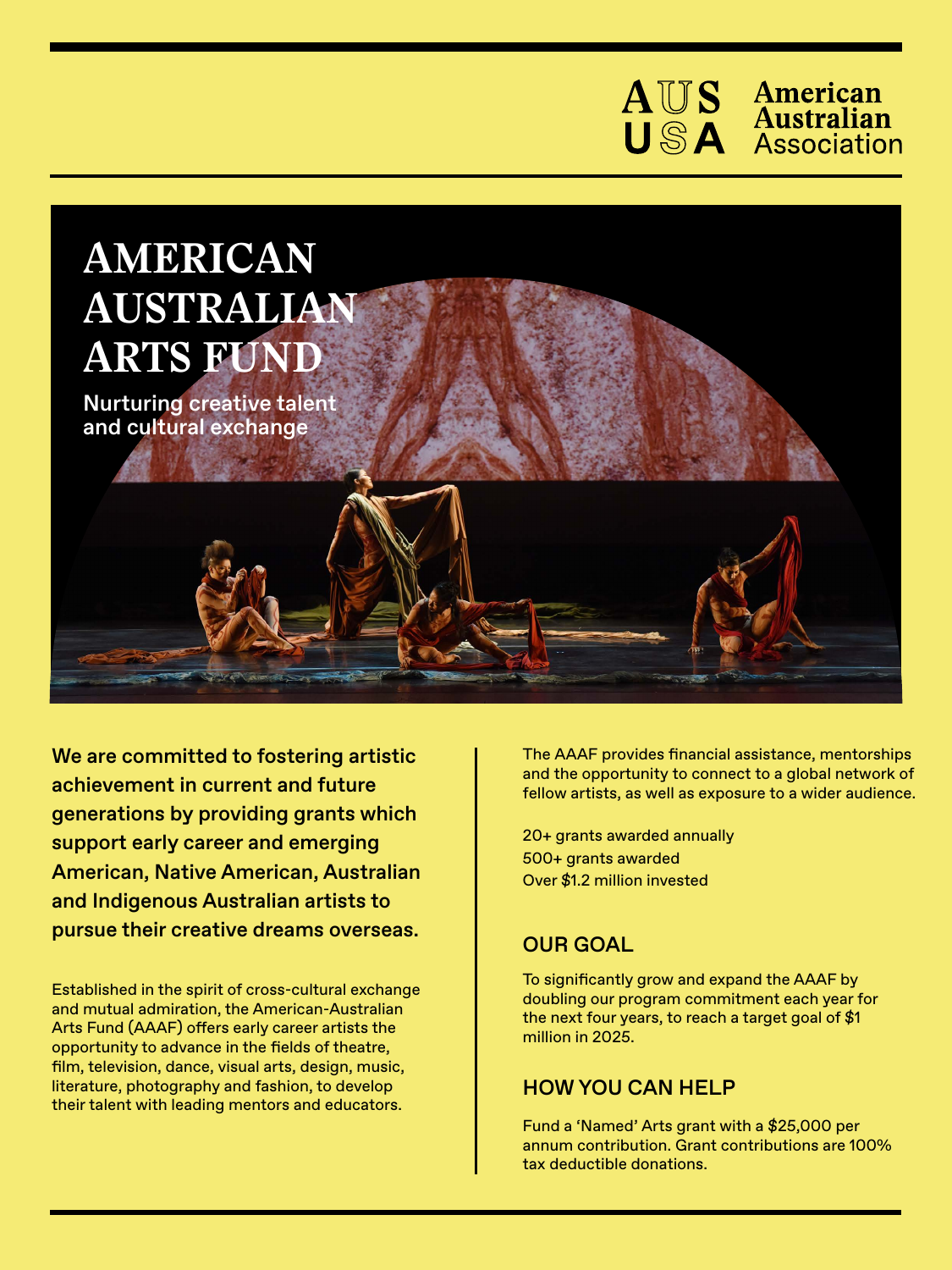AUS USA American Australian Association

# AMERICAN AUSTRALIAN ARTS FUND

**Nurturing creative talent and cultural exchange**

**We are committed to fostering artistic achievement in current and future generations by providing grants which support early career and emerging American, Native American, Australian and Indigenous Australian artists to pursue their creative dreams overseas.**

Established in the spirit of cross-cultural exchange and mutual admiration, the American-Australian Arts Fund (AAAF) offers early career artists the opportunity to advance in the fields of theatre, film, television, dance, visual arts, design, music, literature, photography and fashion, to develop their talent with leading mentors and educators.

The AAAF provides financial assistance, mentorships and the opportunity to connect to a global network of fellow artists, as well as exposure to a wider audience.

20+ grants awarded annually
500+ grants awarded
Over $1.2 million invested

## OUR GOAL

To significantly grow and expand the AAAF by doubling our program commitment each year for the next four years, to reach a target goal of $1 million in 2025.

## HOW YOU CAN HELP

Fund a 'Named' Arts grant with a $25,000 per annum contribution. Grant contributions are 100% tax deductible donations.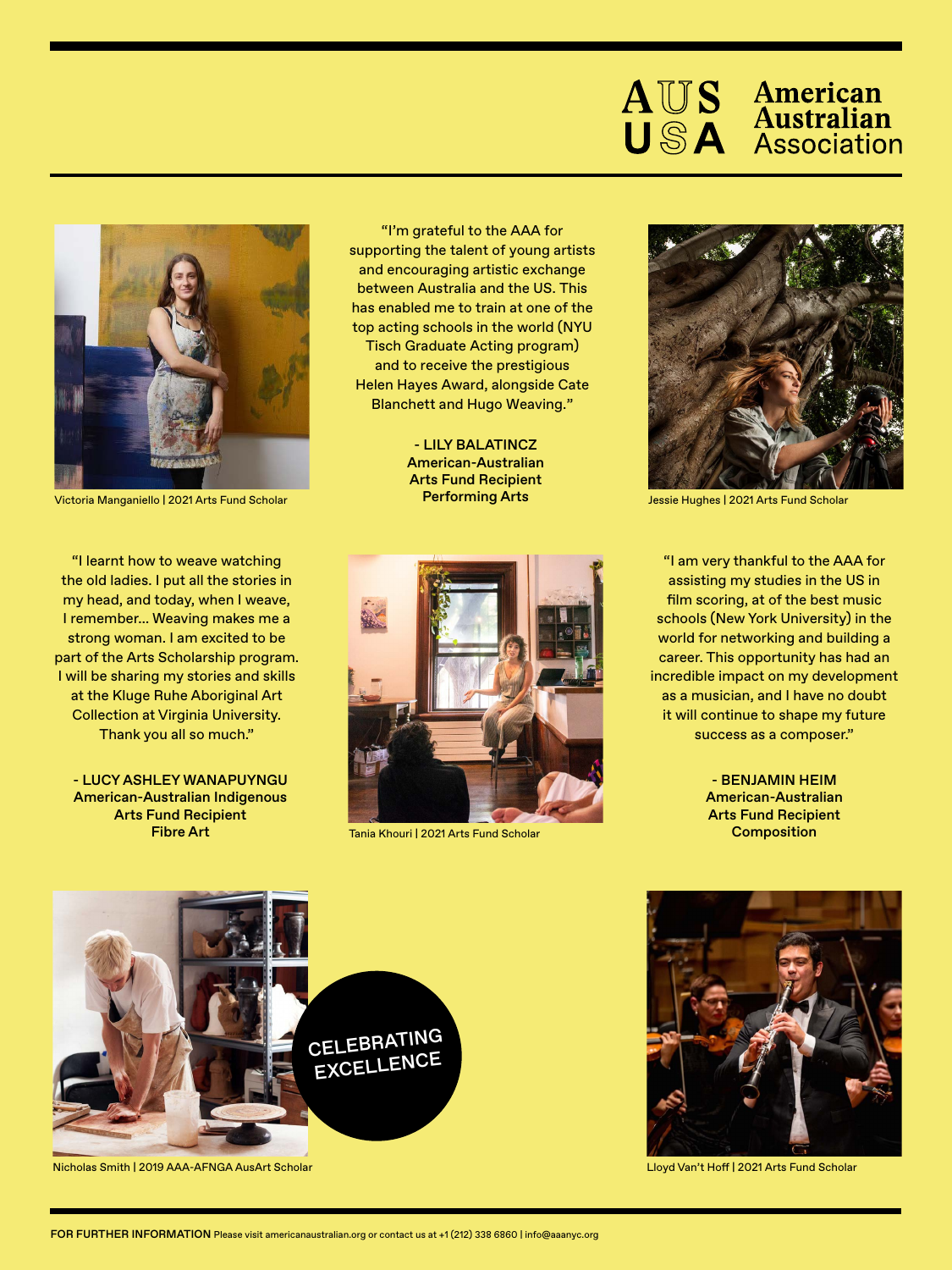# AUS USA American Australian Association

Victoria Manganiello | 2021 Arts Fund Scholar

"I'm grateful to the AAA for supporting the talent of young artists and encouraging artistic exchange between Australia and the US. This has enabled me to train at one of the top acting schools in the world (NYU Tisch Graduate Acting program) and to receive the prestigious Helen Hayes Award, alongside Cate Blanchett and Hugo Weaving."

**- LILY BALATINCZ**
**American-Australian Arts Fund Recipient**
**Performing Arts**

Jessie Hughes | 2021 Arts Fund Scholar

"I learnt how to weave watching the old ladies. I put all the stories in my head, and today, when I weave, I remember... Weaving makes me a strong woman. I am excited to be part of the Arts Scholarship program. I will be sharing my stories and skills at the Kluge Ruhe Aboriginal Art Collection at Virginia University. Thank you all so much."

**- LUCY ASHLEY WANAPUYNGU**
**American-Australian Indigenous Arts Fund Recipient**
**Fibre Art**

Tania Khouri | 2021 Arts Fund Scholar

"I am very thankful to the AAA for assisting my studies in the US in film scoring, at of the best music schools (New York University) in the world for networking and building a career. This opportunity has had an incredible impact on my development as a musician, and I have no doubt it will continue to shape my future success as a composer."

**- BENJAMIN HEIM**
**American-Australian Arts Fund Recipient**
**Composition**

CELEBRATING EXCELLENCE

Nicholas Smith | 2019 AAA-AFNGA AusArt Scholar

Lloyd Van't Hoff | 2021 Arts Fund Scholar

**FOR FURTHER INFORMATION** Please visit americanaustralian.org or contact us at +1 (212) 338 6860 | info@aaanyc.org